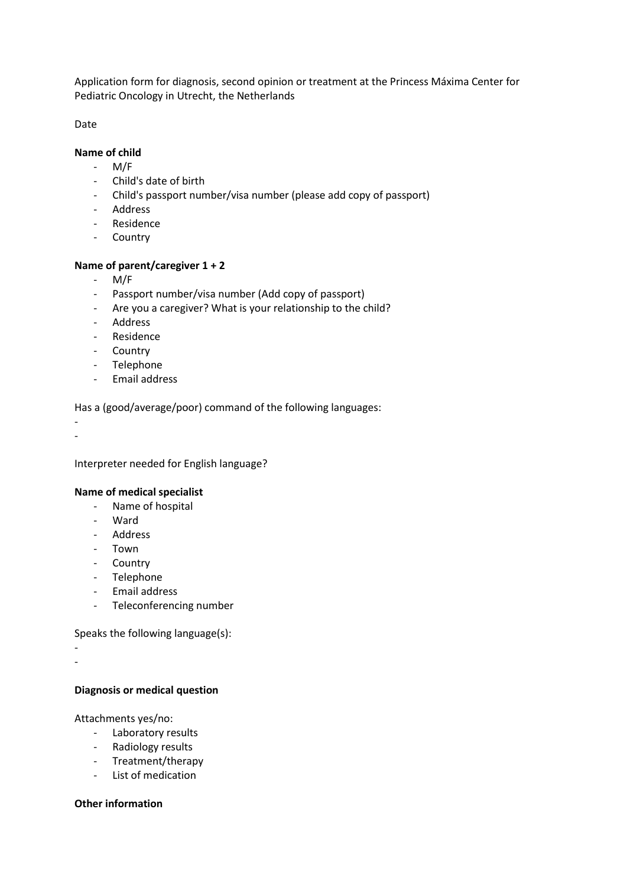Application form for diagnosis, second opinion or treatment at the Princess Máxima Center for Pediatric Oncology in Utrecht, the Netherlands

Date

**Name of child**

- M/F
- Child's date of birth
- Child's passport number/visa number (please add copy of passport)
- Address
- Residence
- Country

**Name of parent/caregiver 1 + 2**

- M/F
- Passport number/visa number (Add copy of passport)
- Are you a caregiver? What is your relationship to the child?
- Address
- Residence
- Country
- Telephone
- Email address

Has a (good/average/poor) command of the following languages:

-
-

Interpreter needed for English language?

**Name of medical specialist**

- Name of hospital
- Ward
- Address
- Town
- Country
- Telephone
- Email address
- Teleconferencing number

Speaks the following language(s):

-
-

**Diagnosis or medical question**

Attachments yes/no:

- Laboratory results
- Radiology results
- Treatment/therapy
- List of medication

**Other information**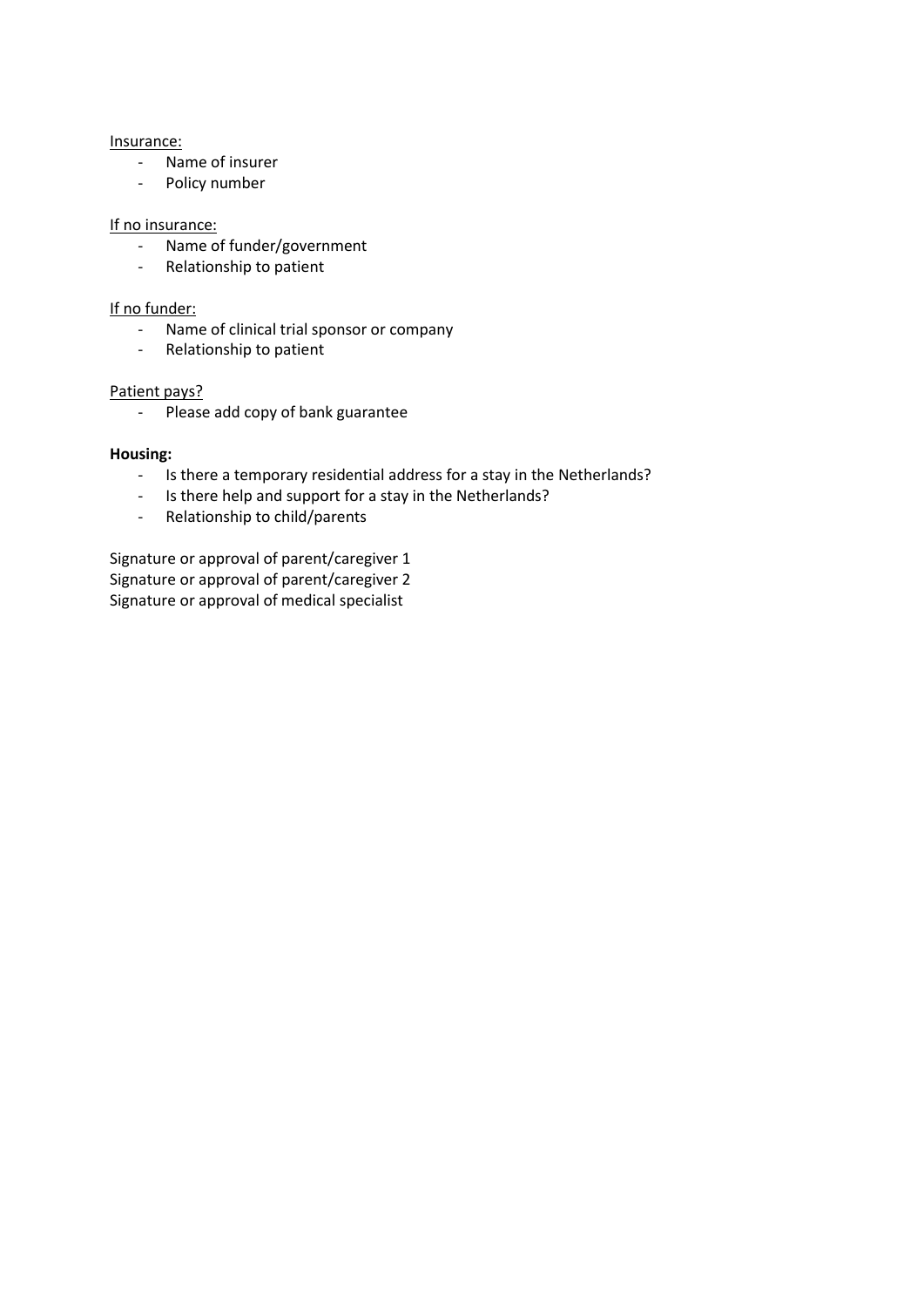Insurance:

- Name of insurer
- Policy number

If no insurance:

- Name of funder/government
- Relationship to patient

If no funder:

- Name of clinical trial sponsor or company
- Relationship to patient

Patient pays?

- Please add copy of bank guarantee

**Housing:**

- Is there a temporary residential address for a stay in the Netherlands?
- Is there help and support for a stay in the Netherlands?
- Relationship to child/parents

Signature or approval of parent/caregiver 1
Signature or approval of parent/caregiver 2
Signature or approval of medical specialist